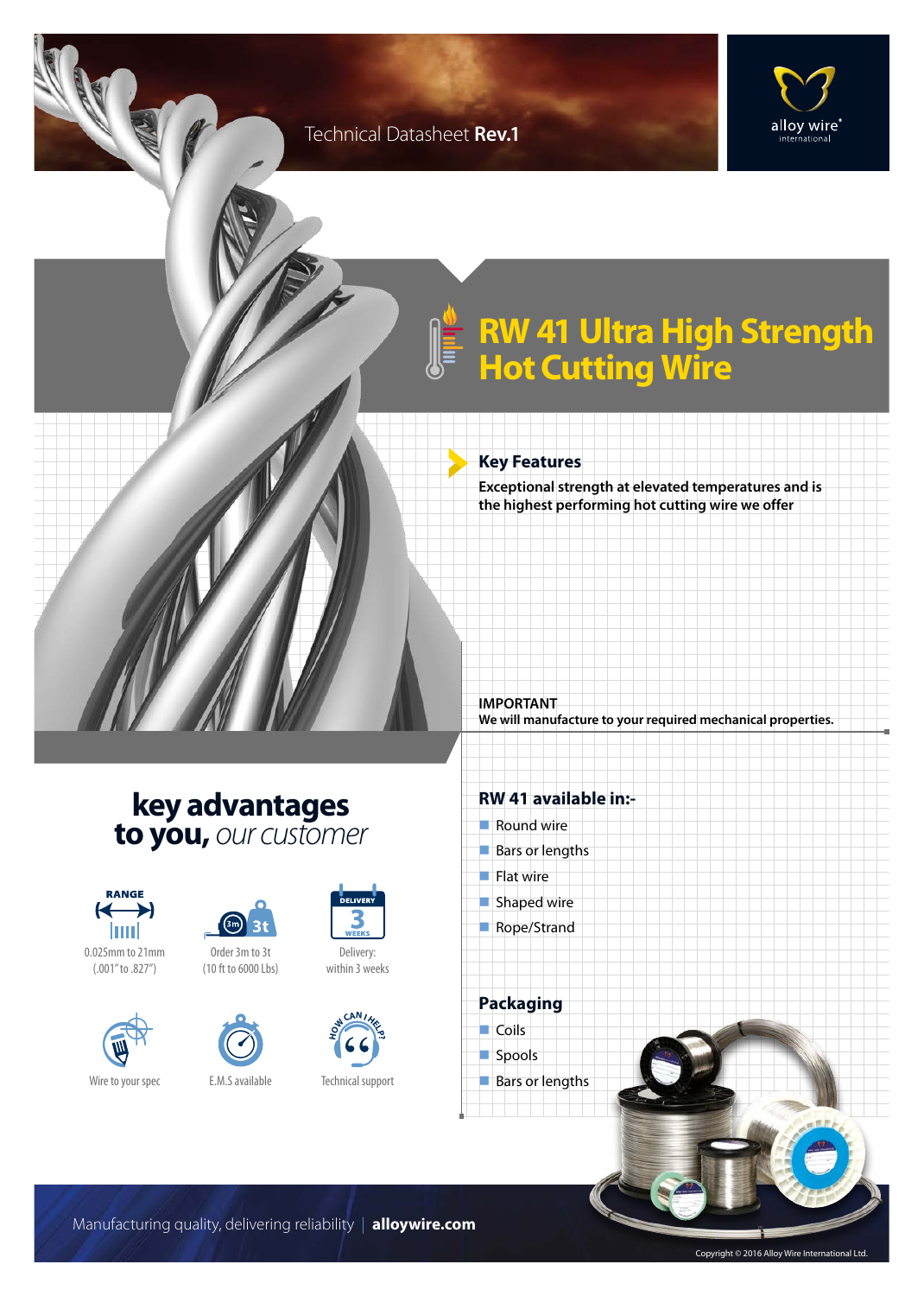Technical Datasheet **Rev.1**

alloy wire® international

# RW 41 Ultra High Strength Hot Cutting Wire

## Key Features

**Exceptional strength at elevated temperatures and is the highest performing hot cutting wire we offer**

**IMPORTANT**
**We will manufacture to your required mechanical properties.**

## key advantages to you, *our customer*

- RANGE: 0.025mm to 21mm (.001" to .827")
- Order 3m to 3t (10 ft to 6000 Lbs)
- Delivery: within 3 weeks
- Wire to your spec
- E.M.S available
- Technical support

## RW 41 available in:-

- Round wire
- Bars or lengths
- Flat wire
- Shaped wire
- Rope/Strand

## Packaging

- Coils
- Spools
- Bars or lengths

Manufacturing quality, delivering reliability | **alloywire.com**

Copyright © 2016 Alloy Wire International Ltd.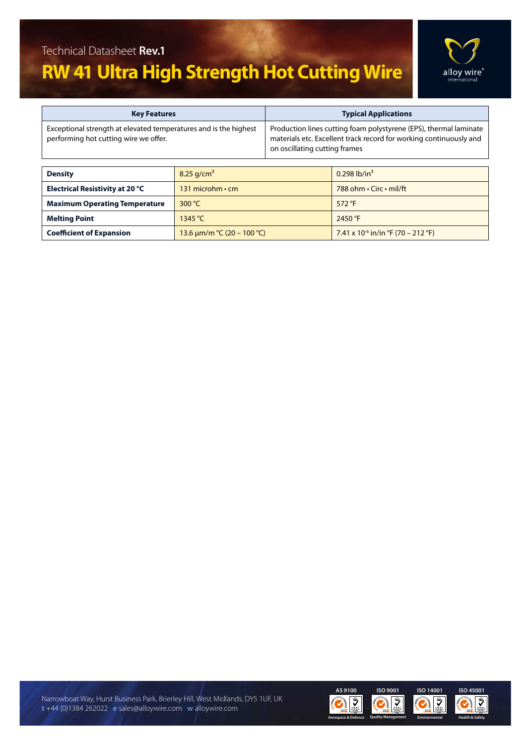Technical Datasheet **Rev.1**

# RW 41 Ultra High Strength Hot Cutting Wire

| Key Features | Typical Applications |
|---|---|
| Exceptional strength at elevated temperatures and is the highest performing hot cutting wire we offer. | Production lines cutting foam polystyrene (EPS), thermal laminate materials etc. Excellent track record for working continuously and on oscillating cutting frames |

| | | |
|---|---|---|
| **Density** | 8.25 g/cm$^3$ | 0.298 lb/in$^3$ |
| **Electrical Resistivity at 20 °C** | 131 microhm • cm | 788 ohm • Circ • mil/ft |
| **Maximum Operating Temperature** | 300 °C | 572 °F |
| **Melting Point** | 1345 °C | 2450 °F |
| **Coefficient of Expansion** | 13.6 µm/m °C (20 – 100 °C) | 7.41 x 10$^{-6}$ in/in °F (70 – 212 °F) |